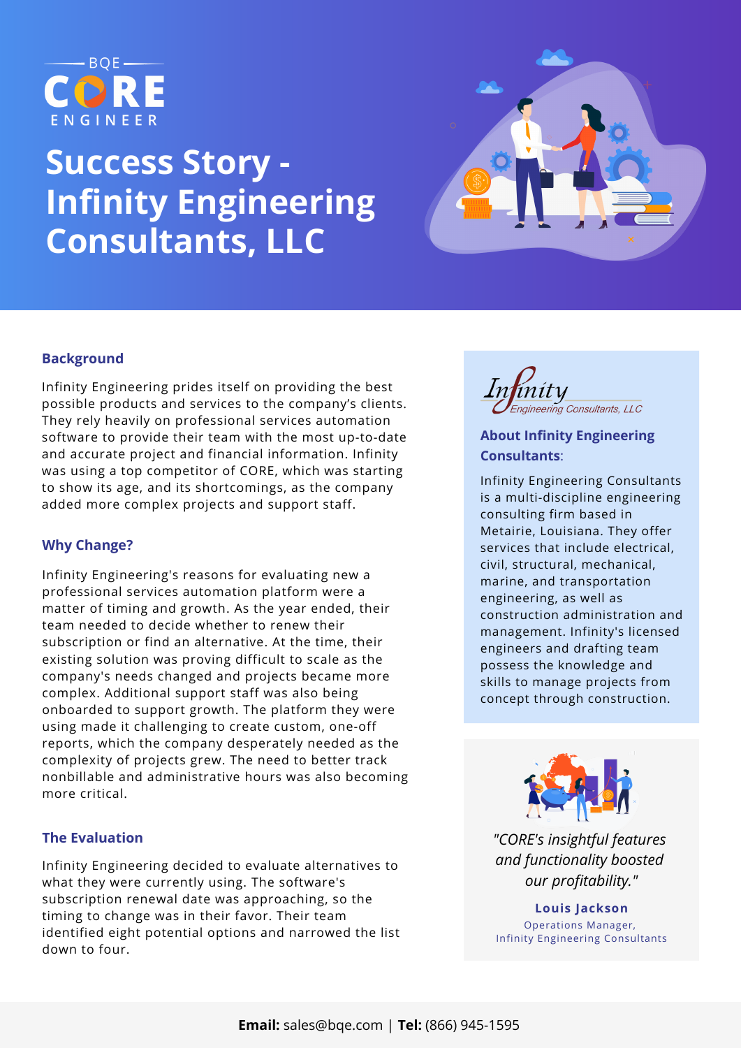BQE CORE ENGINEER

# Success Story - Infinity Engineering Consultants, LLC

## Background

Infinity Engineering prides itself on providing the best possible products and services to the company's clients. They rely heavily on professional services automation software to provide their team with the most up-to-date and accurate project and financial information. Infinity was using a top competitor of CORE, which was starting to show its age, and its shortcomings, as the company added more complex projects and support staff.

## Why Change?

Infinity Engineering's reasons for evaluating new a professional services automation platform were a matter of timing and growth. As the year ended, their team needed to decide whether to renew their subscription or find an alternative. At the time, their existing solution was proving difficult to scale as the company's needs changed and projects became more complex. Additional support staff was also being onboarded to support growth. The platform they were using made it challenging to create custom, one-off reports, which the company desperately needed as the complexity of projects grew. The need to better track nonbillable and administrative hours was also becoming more critical.

## The Evaluation

Infinity Engineering decided to evaluate alternatives to what they were currently using. The software's subscription renewal date was approaching, so the timing to change was in their favor. Their team identified eight potential options and narrowed the list down to four.

Infinity Engineering Consultants, LLC

### About Infinity Engineering Consultants:

Infinity Engineering Consultants is a multi-discipline engineering consulting firm based in Metairie, Louisiana. They offer services that include electrical, civil, structural, mechanical, marine, and transportation engineering, as well as construction administration and management. Infinity's licensed engineers and drafting team possess the knowledge and skills to manage projects from concept through construction.

*"CORE's insightful features and functionality boosted our profitability."*

**Louis Jackson**
Operations Manager,
Infinity Engineering Consultants

**Email:** sales@bqe.com | **Tel:** (866) 945-1595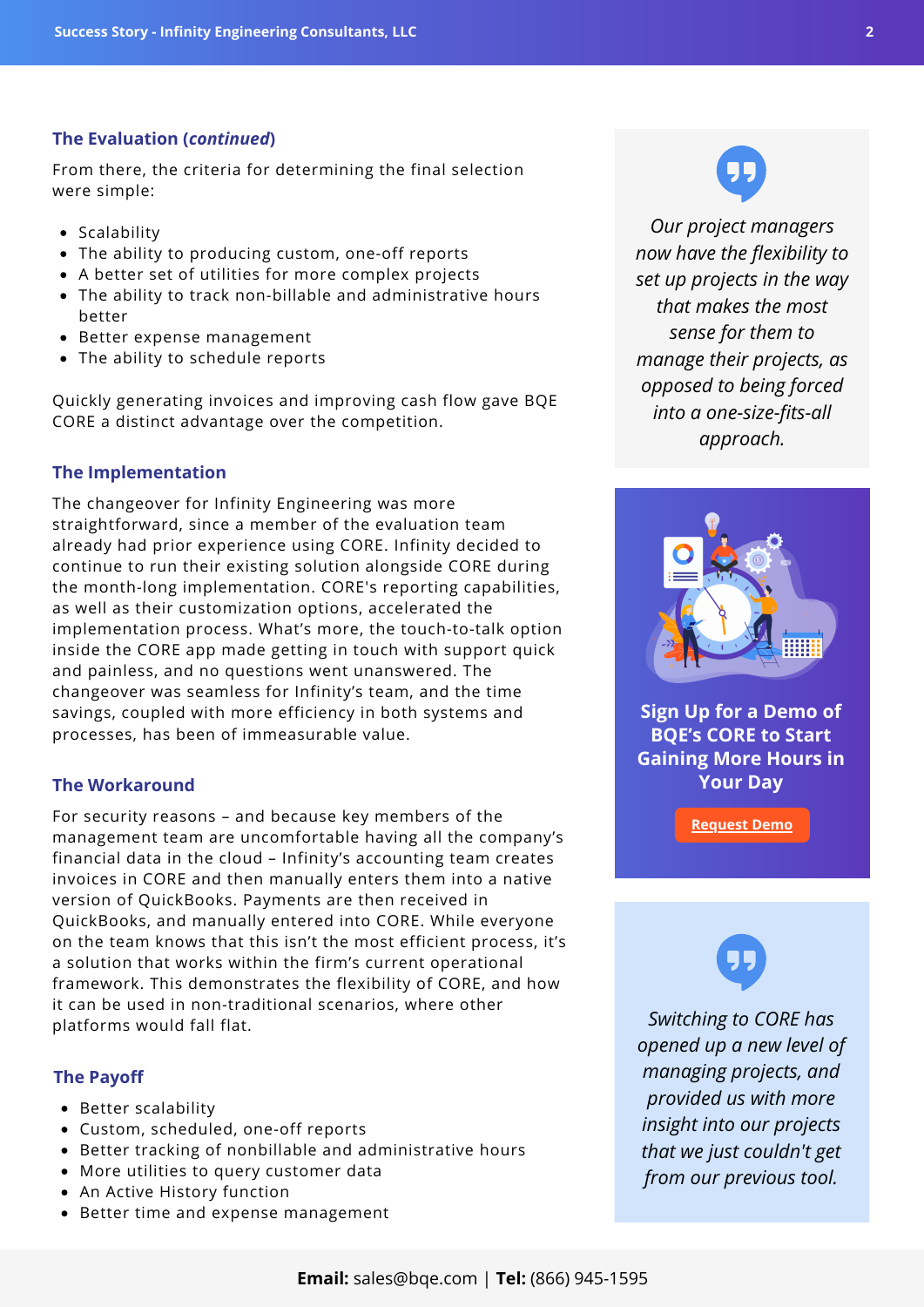## The Evaluation (*continued*)

From there, the criteria for determining the final selection were simple:

- Scalability
- The ability to producing custom, one-off reports
- A better set of utilities for more complex projects
- The ability to track non-billable and administrative hours better
- Better expense management
- The ability to schedule reports

Quickly generating invoices and improving cash flow gave BQE CORE a distinct advantage over the competition.

## The Implementation

The changeover for Infinity Engineering was more straightforward, since a member of the evaluation team already had prior experience using CORE. Infinity decided to continue to run their existing solution alongside CORE during the month-long implementation. CORE's reporting capabilities, as well as their customization options, accelerated the implementation process. What's more, the touch-to-talk option inside the CORE app made getting in touch with support quick and painless, and no questions went unanswered. The changeover was seamless for Infinity's team, and the time savings, coupled with more efficiency in both systems and processes, has been of immeasurable value.

## The Workaround

For security reasons – and because key members of the management team are uncomfortable having all the company's financial data in the cloud – Infinity's accounting team creates invoices in CORE and then manually enters them into a native version of QuickBooks. Payments are then received in QuickBooks, and manually entered into CORE. While everyone on the team knows that this isn't the most efficient process, it's a solution that works within the firm's current operational framework. This demonstrates the flexibility of CORE, and how it can be used in non-traditional scenarios, where other platforms would fall flat.

## The Payoff

- Better scalability
- Custom, scheduled, one-off reports
- Better tracking of nonbillable and administrative hours
- More utilities to query customer data
- An Active History function
- Better time and expense management

> *Our project managers now have the flexibility to set up projects in the way that makes the most sense for them to manage their projects, as opposed to being forced into a one-size-fits-all approach.*

**Sign Up for a Demo of BQE's CORE to Start Gaining More Hours in Your Day**

**Request Demo**

> *Switching to CORE has opened up a new level of managing projects, and provided us with more insight into our projects that we just couldn't get from our previous tool.*

**Email:** sales@bqe.com | **Tel:** (866) 945-1595